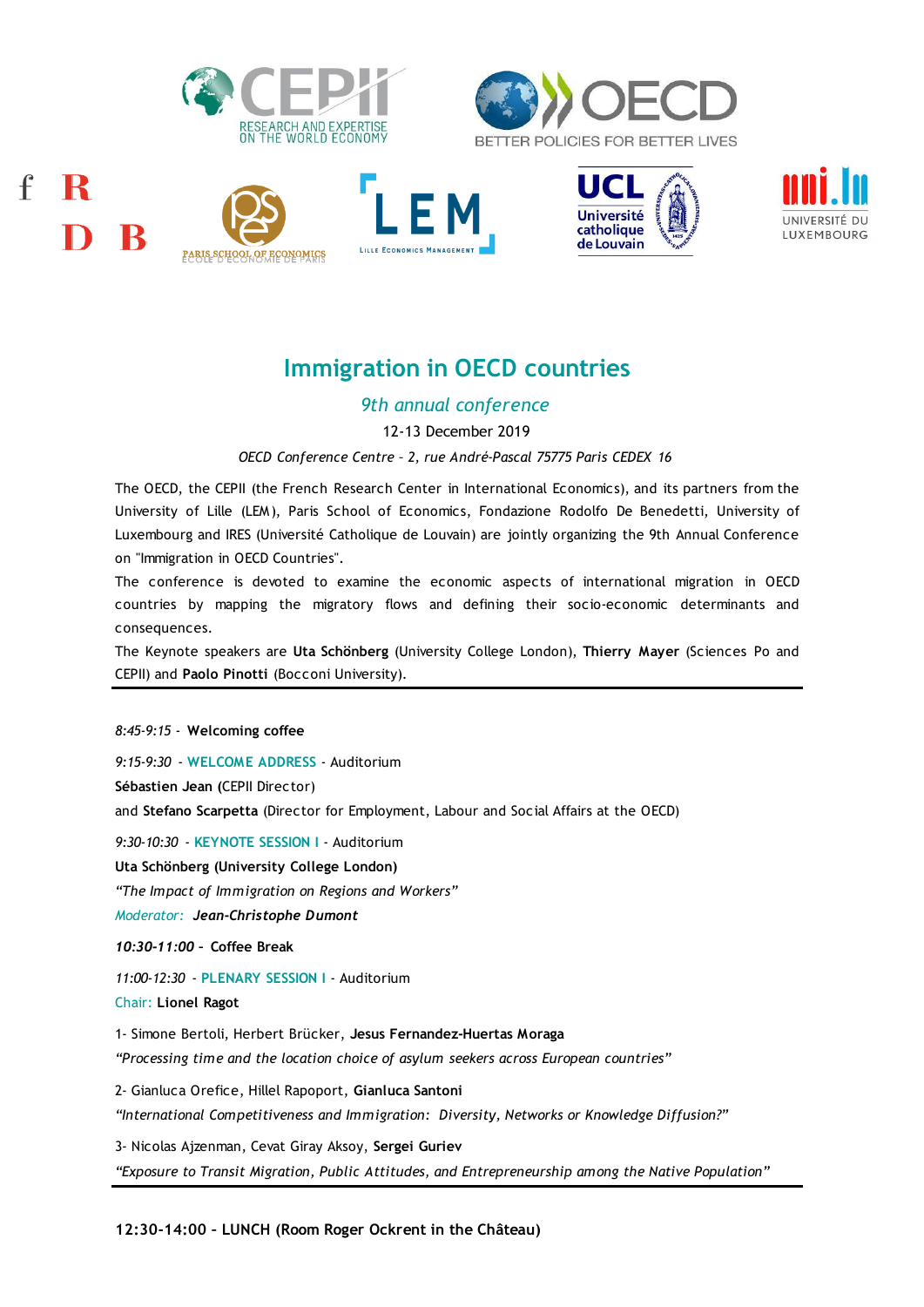# Immigration in OECD countries

*9th annual conference*

12-13 December 2019

*OECD Conference Centre – 2, rue André-Pascal 75775 Paris CEDEX 16*

The OECD, the CEPII (the French Research Center in International Economics), and its partners from the University of Lille (LEM), Paris School of Economics, Fondazione Rodolfo De Benedetti, University of Luxembourg and IRES (Université Catholique de Louvain) are jointly organizing the 9th Annual Conference on "Immigration in OECD Countries".

The conference is devoted to examine the economic aspects of international migration in OECD countries by mapping the migratory flows and defining their socio-economic determinants and consequences.

The Keynote speakers are **Uta Schönberg** (University College London), **Thierry Mayer** (Sciences Po and CEPII) and **Paolo Pinotti** (Bocconi University).

---

*8:45-9:15* - **Welcoming coffee**

*9:15-9:30* - **WELCOME ADDRESS** - Auditorium

**Sébastien Jean** (CEPII Director)

and **Stefano Scarpetta** (Director for Employment, Labour and Social Affairs at the OECD)

*9:30-10:30* - **KEYNOTE SESSION I** - Auditorium

**Uta Schönberg (University College London)**

*"The Impact of Immigration on Regions and Workers"*

*Moderator:* ***Jean-Christophe Dumont***

***10:30-11:00*** **– Coffee Break**

*11:00-12:30* - **PLENARY SESSION I** - Auditorium

Chair: **Lionel Ragot**

1- Simone Bertoli, Herbert Brücker, **Jesus Fernandez-Huertas Moraga**

*"Processing time and the location choice of asylum seekers across European countries"*

2- Gianluca Orefice, Hillel Rapoport, **Gianluca Santoni**

*"International Competitiveness and Immigration: Diversity, Networks or Knowledge Diffusion?"*

3- Nicolas Ajzenman, Cevat Giray Aksoy, **Sergei Guriev**

*"Exposure to Transit Migration, Public Attitudes, and Entrepreneurship among the Native Population"*

---

**12:30-14:00 – LUNCH (Room Roger Ockrent in the Château)**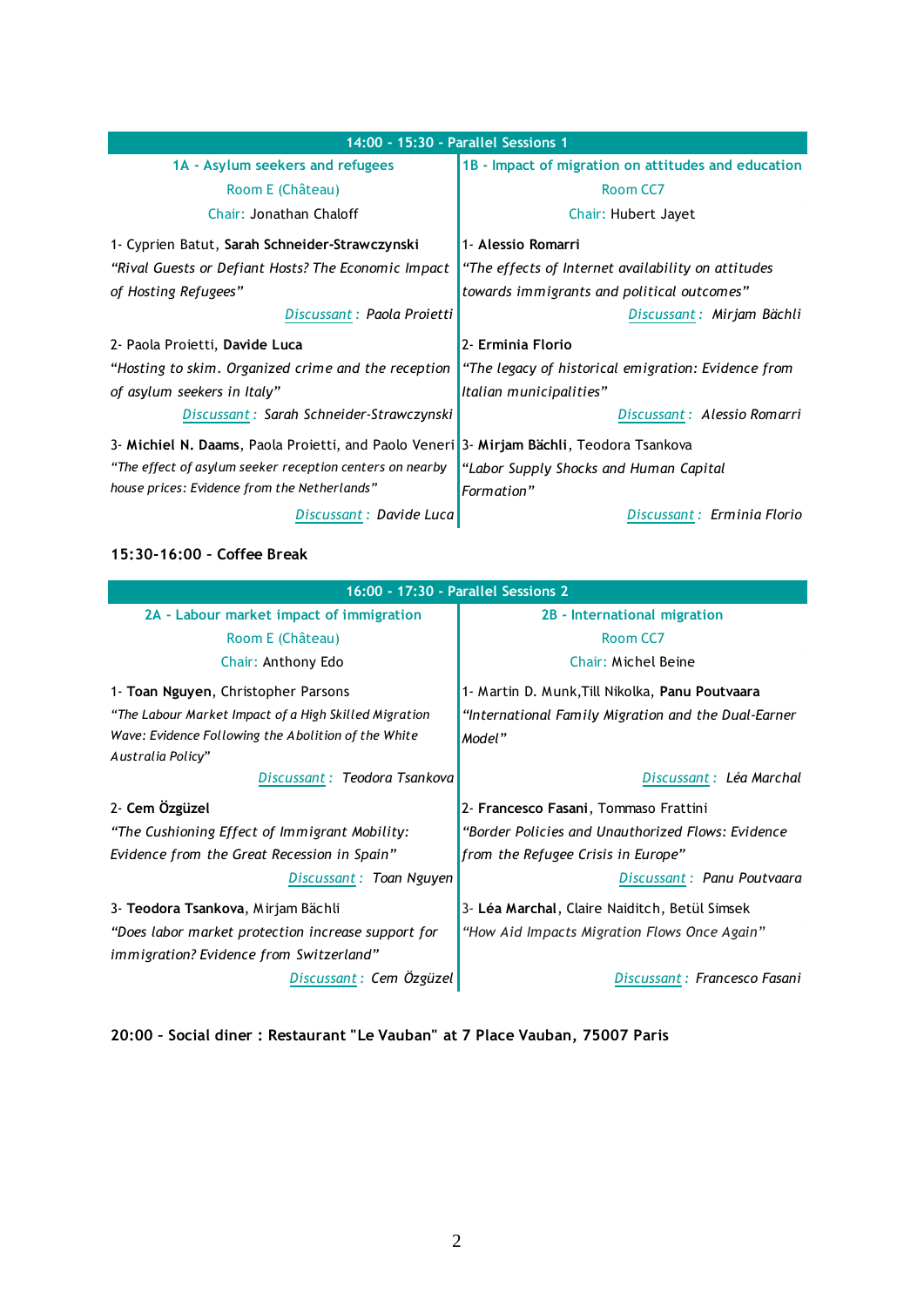## 14:00 - 15:30 - Parallel Sessions 1

### 1A - Asylum seekers and refugees

Room E (Château)

Chair: Jonathan Chaloff

1- Cyprien Batut, **Sarah Schneider-Strawczynski**
*"Rival Guests or Defiant Hosts? The Economic Impact of Hosting Refugees"*
Discussant : *Paola Proietti*

2- Paola Proietti, **Davide Luca**
*"Hosting to skim. Organized crime and the reception of asylum seekers in Italy"*
Discussant : *Sarah Schneider-Strawczynski*

3- **Michiel N. Daams**, Paola Proietti, and Paolo Veneri
*"The effect of asylum seeker reception centers on nearby house prices: Evidence from the Netherlands"*
Discussant : *Davide Luca*

### 1B - Impact of migration on attitudes and education

Room CC7

Chair: Hubert Jayet

1- **Alessio Romarri**
*"The effects of Internet availability on attitudes towards immigrants and political outcomes"*
Discussant : *Mirjam Bächli*

2- **Erminia Florio**
*"The legacy of historical emigration: Evidence from Italian municipalities"*
Discussant : *Alessio Romarri*

3- **Mirjam Bächli**, Teodora Tsankova
*"Labor Supply Shocks and Human Capital Formation"*
Discussant : *Erminia Florio*

**15:30-16:00 – Coffee Break**

## 16:00 - 17:30 - Parallel Sessions 2

### 2A - Labour market impact of immigration

Room E (Château)

Chair: Anthony Edo

1- **Toan Nguyen**, Christopher Parsons
*"The Labour Market Impact of a High Skilled Migration Wave: Evidence Following the Abolition of the White Australia Policy"*
Discussant : *Teodora Tsankova*

2- **Cem Özgüzel**
*"The Cushioning Effect of Immigrant Mobility: Evidence from the Great Recession in Spain"*
Discussant : *Toan Nguyen*

3- **Teodora Tsankova**, Mirjam Bächli
*"Does labor market protection increase support for immigration? Evidence from Switzerland"*
Discussant : *Cem Özgüzel*

### 2B - International migration

Room CC7

Chair: Michel Beine

1- Martin D. Munk, Till Nikolka, **Panu Poutvaara**
*"International Family Migration and the Dual-Earner Model"*
Discussant : *Léa Marchal*

2- **Francesco Fasani**, Tommaso Frattini
*"Border Policies and Unauthorized Flows: Evidence from the Refugee Crisis in Europe"*
Discussant : *Panu Poutvaara*

3- **Léa Marchal**, Claire Naiditch, Betül Simsek
*"How Aid Impacts Migration Flows Once Again"*
Discussant : *Francesco Fasani*

**20:00 – Social diner : Restaurant "Le Vauban" at 7 Place Vauban, 75007 Paris**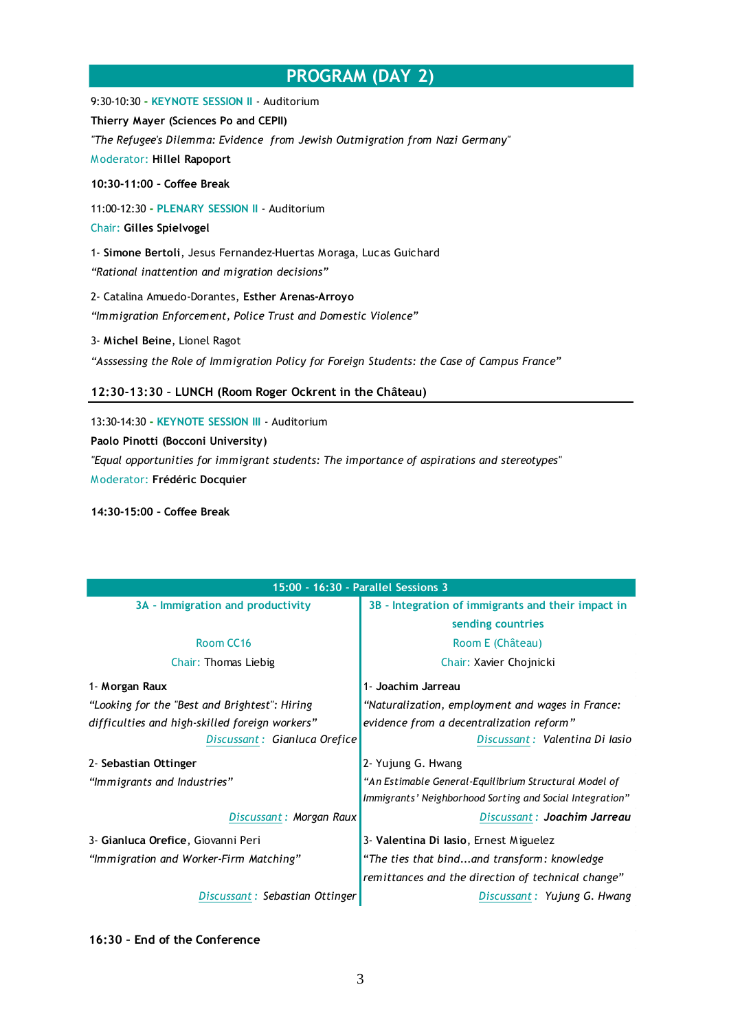# PROGRAM (DAY 2)

9:30-10:30 - **KEYNOTE SESSION II** - Auditorium

**Thierry Mayer (Sciences Po and CEPII)**

*"The Refugee's Dilemma: Evidence from Jewish Outmigration from Nazi Germany"*

Moderator: **Hillel Rapoport**

**10:30-11:00 – Coffee Break**

11:00-12:30 - **PLENARY SESSION II** - Auditorium

Chair: **Gilles Spielvogel**

1- **Simone Bertoli**, Jesus Fernandez-Huertas Moraga, Lucas Guichard
*“Rational inattention and migration decisions”*

2- Catalina Amuedo-Dorantes, **Esther Arenas-Arroyo**
*“Immigration Enforcement, Police Trust and Domestic Violence”*

3- **Michel Beine**, Lionel Ragot
*“Asssessing the Role of Immigration Policy for Foreign Students: the Case of Campus France”*

**12:30-13:30 – LUNCH (Room Roger Ockrent in the Château)**

13:30-14:30 - **KEYNOTE SESSION III** - Auditorium

**Paolo Pinotti (Bocconi University)**

*"Equal opportunities for immigrant students: The importance of aspirations and stereotypes"*

Moderator: **Frédéric Docquier**

**14:30-15:00 – Coffee Break**

| 15:00 - 16:30 - Parallel Sessions 3 | |
|---|---|
| **3A - Immigration and productivity**<br>Room CC16<br>Chair: Thomas Liebig | **3B - Integration of immigrants and their impact in sending countries**<br>Room E (Château)<br>Chair: Xavier Chojnicki |
| 1- **Morgan Raux**<br>*“Looking for the "Best and Brightest": Hiring difficulties and high-skilled foreign workers”*<br>Discussant : *Gianluca Orefice* | 1- **Joachim Jarreau**<br>*“Naturalization, employment and wages in France: evidence from a decentralization reform”*<br>Discussant : *Valentina Di Iasio* |
| 2- **Sebastian Ottinger**<br>*“Immigrants and Industries”*<br>Discussant : *Morgan Raux* | 2- Yujung G. Hwang<br>*“An Estimable General-Equilibrium Structural Model of Immigrants’ Neighborhood Sorting and Social Integration”*<br>Discussant : ***Joachim Jarreau*** |
| 3- **Gianluca Orefice**, Giovanni Peri<br>*“Immigration and Worker-Firm Matching”*<br>Discussant : *Sebastian Ottinger* | 3- **Valentina Di Iasio**, Ernest Miguelez<br>*“The ties that bind...and transform: knowledge remittances and the direction of technical change”*<br>Discussant : *Yujung G. Hwang* |

**16:30 – End of the Conference**